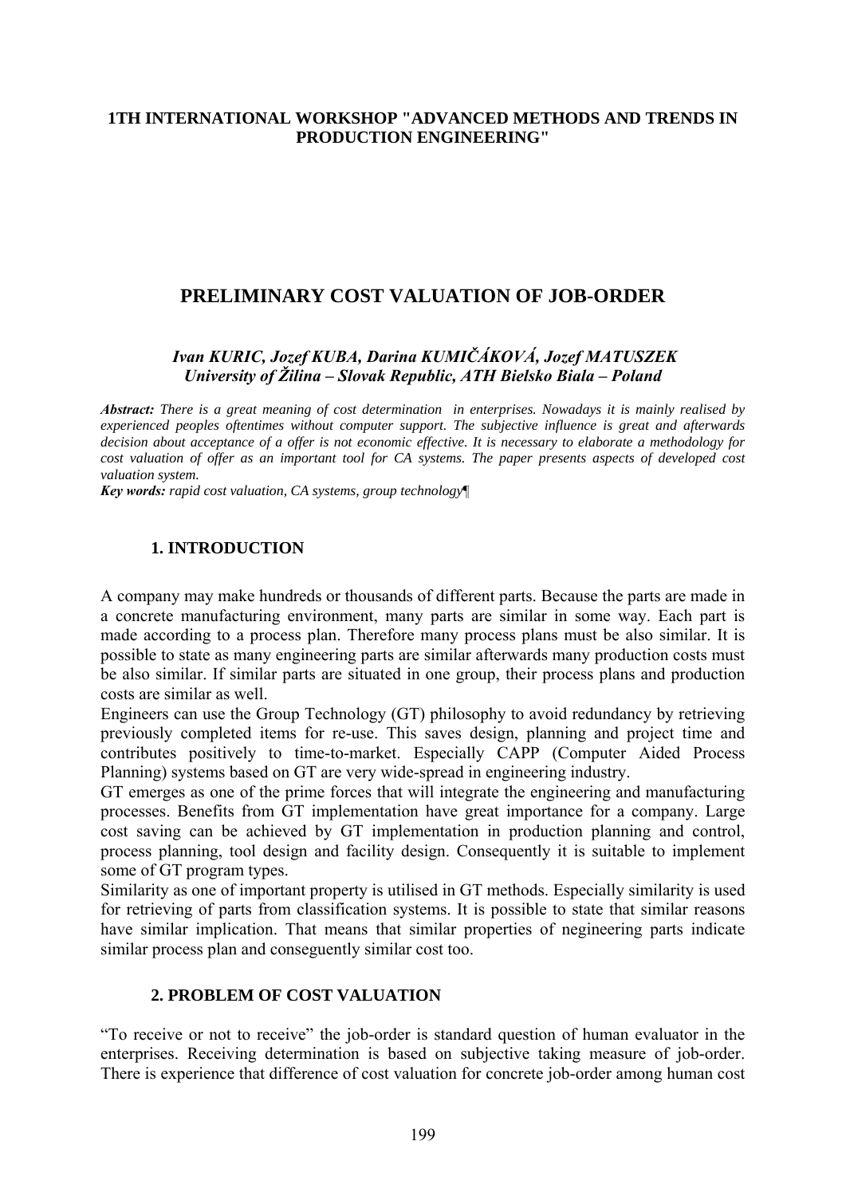**1TH INTERNATIONAL WORKSHOP "ADVANCED METHODS AND TRENDS IN PRODUCTION ENGINEERING"**

# PRELIMINARY COST VALUATION OF JOB-ORDER

***Ivan KURIC, Jozef KUBA, Darina KUMIČÁKOVÁ, Jozef MATUSZEK***
***University of Žilina – Slovak Republic, ATH Bielsko Biala – Poland***

***Abstract:*** *There is a great meaning of cost determination in enterprises. Nowadays it is mainly realised by experienced peoples oftentimes without computer support. The subjective influence is great and afterwards decision about acceptance of a offer is not economic effective. It is necessary to elaborate a methodology for cost valuation of offer as an important tool for CA systems. The paper presents aspects of developed cost valuation system.*
***Key words:*** *rapid cost valuation, CA systems, group technology¶*

## 1. INTRODUCTION

A company may make hundreds or thousands of different parts. Because the parts are made in a concrete manufacturing environment, many parts are similar in some way. Each part is made according to a process plan. Therefore many process plans must be also similar. It is possible to state as many engineering parts are similar afterwards many production costs must be also similar. If similar parts are situated in one group, their process plans and production costs are similar as well.
Engineers can use the Group Technology (GT) philosophy to avoid redundancy by retrieving previously completed items for re-use. This saves design, planning and project time and contributes positively to time-to-market. Especially CAPP (Computer Aided Process Planning) systems based on GT are very wide-spread in engineering industry.
GT emerges as one of the prime forces that will integrate the engineering and manufacturing processes. Benefits from GT implementation have great importance for a company. Large cost saving can be achieved by GT implementation in production planning and control, process planning, tool design and facility design. Consequently it is suitable to implement some of GT program types.
Similarity as one of important property is utilised in GT methods. Especially similarity is used for retrieving of parts from classification systems. It is possible to state that similar reasons have similar implication. That means that similar properties of negineering parts indicate similar process plan and conseguently similar cost too.

## 2. PROBLEM OF COST VALUATION

"To receive or not to receive" the job-order is standard question of human evaluator in the enterprises. Receiving determination is based on subjective taking measure of job-order. There is experience that difference of cost valuation for concrete job-order among human cost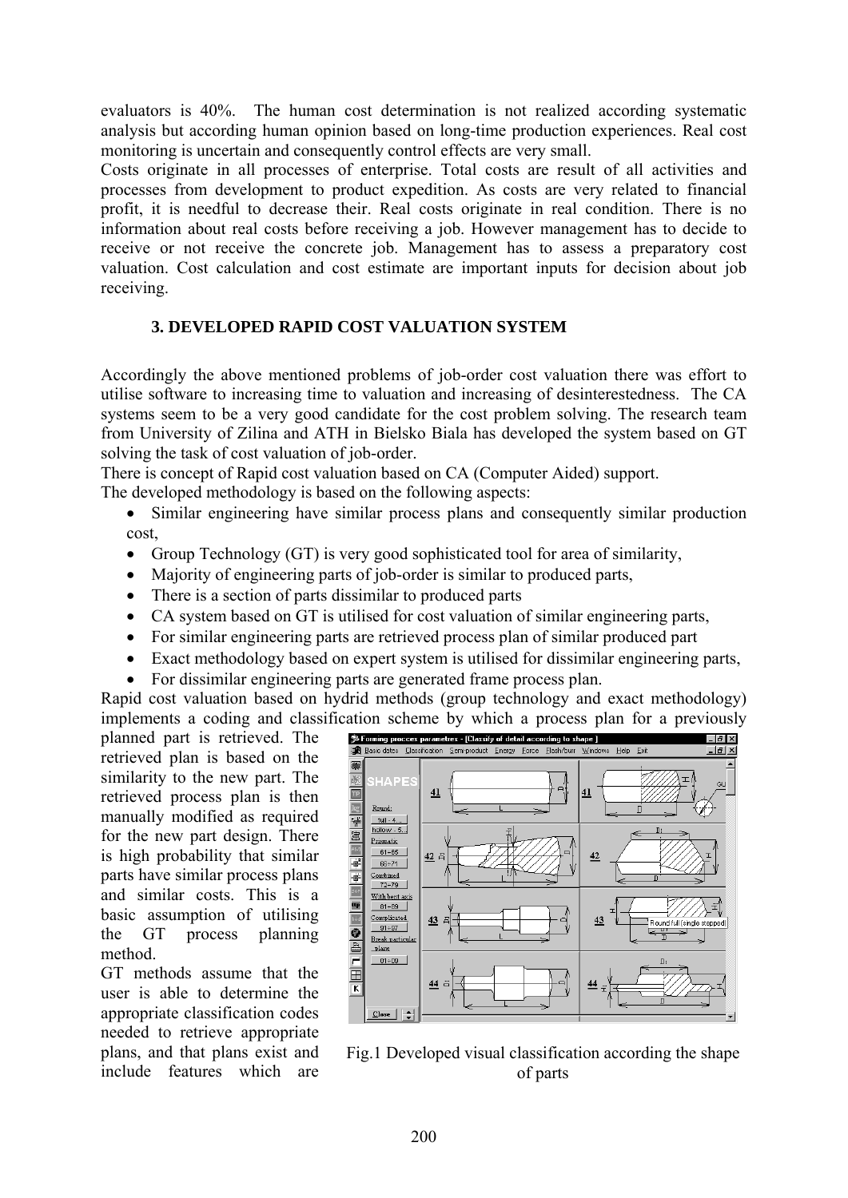evaluators is 40%. The human cost determination is not realized according systematic analysis but according human opinion based on long-time production experiences. Real cost monitoring is uncertain and consequently control effects are very small.

Costs originate in all processes of enterprise. Total costs are result of all activities and processes from development to product expedition. As costs are very related to financial profit, it is needful to decrease their. Real costs originate in real condition. There is no information about real costs before receiving a job. However management has to decide to receive or not receive the concrete job. Management has to assess a preparatory cost valuation. Cost calculation and cost estimate are important inputs for decision about job receiving.

## 3. DEVELOPED RAPID COST VALUATION SYSTEM

Accordingly the above mentioned problems of job-order cost valuation there was effort to utilise software to increasing time to valuation and increasing of desinterestedness. The CA systems seem to be a very good candidate for the cost problem solving. The research team from University of Zilina and ATH in Bielsko Biala has developed the system based on GT solving the task of cost valuation of job-order.

There is concept of Rapid cost valuation based on CA (Computer Aided) support.

The developed methodology is based on the following aspects:

- Similar engineering have similar process plans and consequently similar production cost,
- Group Technology (GT) is very good sophisticated tool for area of similarity,
- Majority of engineering parts of job-order is similar to produced parts,
- There is a section of parts dissimilar to produced parts
- CA system based on GT is utilised for cost valuation of similar engineering parts,
- For similar engineering parts are retrieved process plan of similar produced part
- Exact methodology based on expert system is utilised for dissimilar engineering parts,
- For dissimilar engineering parts are generated frame process plan.

Rapid cost valuation based on hydrid methods (group technology and exact methodology) implements a coding and classification scheme by which a process plan for a previously planned part is retrieved. The retrieved plan is based on the similarity to the new part. The retrieved process plan is then manually modified as required for the new part design. There is high probability that similar parts have similar process plans and similar costs. This is a basic assumption of utilising the GT process planning method.

GT methods assume that the user is able to determine the appropriate classification codes needed to retrieve appropriate plans, and that plans exist and include features which are

Fig.1 Developed visual classification according the shape of parts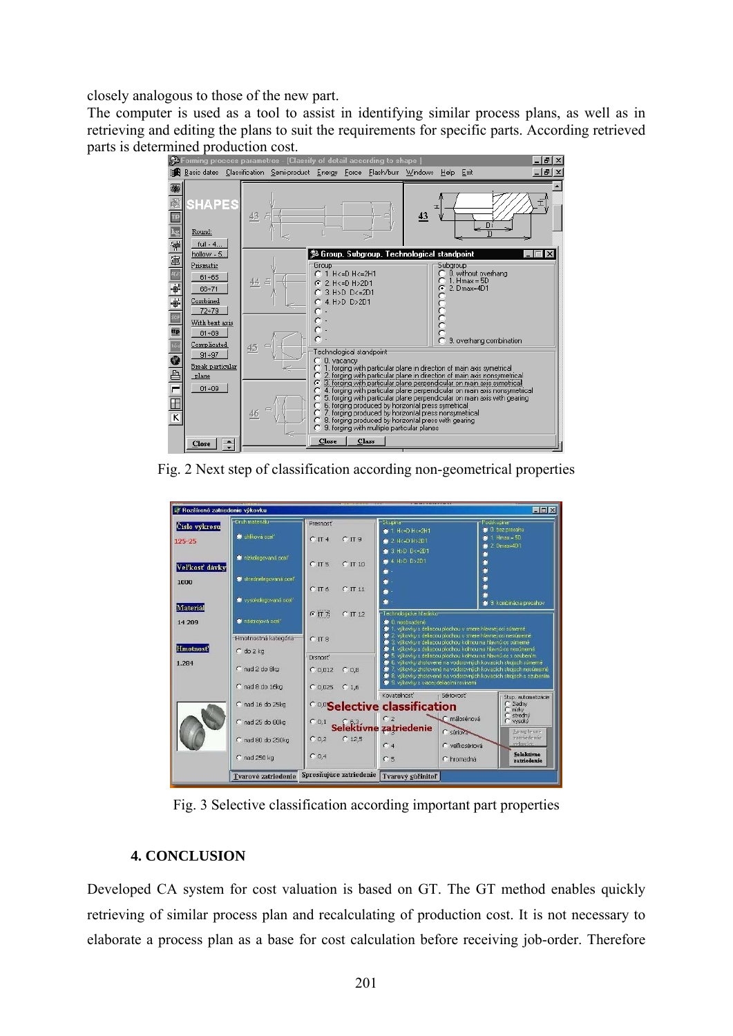closely analogous to those of the new part.

The computer is used as a tool to assist in identifying similar process plans, as well as in retrieving and editing the plans to suit the requirements for specific parts. According retrieved parts is determined production cost.

Fig. 2 Next step of classification according non-geometrical properties

Fig. 3 Selective classification according important part properties

### 4. CONCLUSION

Developed CA system for cost valuation is based on GT. The GT method enables quickly retrieving of similar process plan and recalculating of production cost. It is not necessary to elaborate a process plan as a base for cost calculation before receiving job-order. Therefore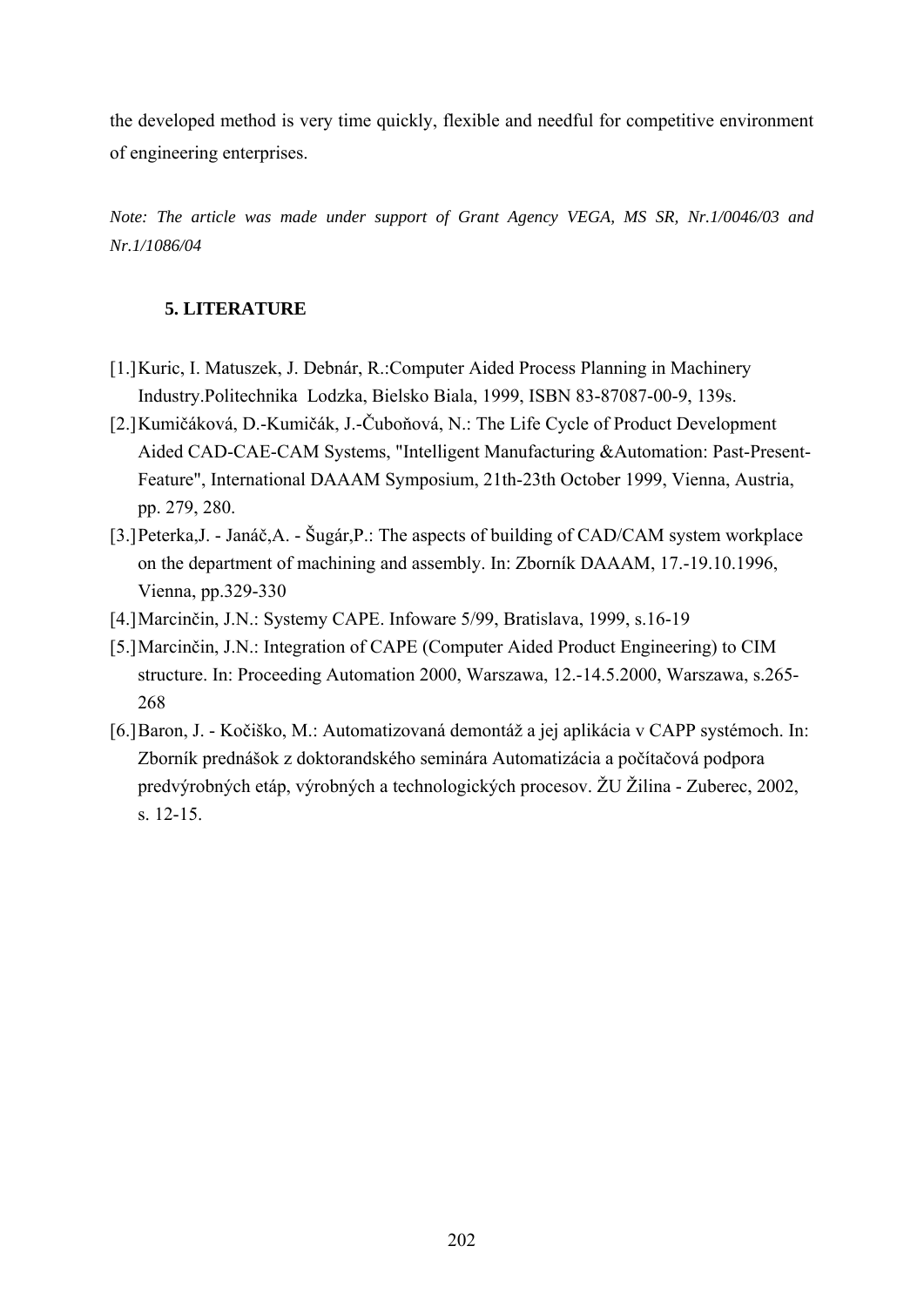the developed method is very time quickly, flexible and needful for competitive environment of engineering enterprises.

*Note: The article was made under support of Grant Agency VEGA, MS SR, Nr.1/0046/03 and Nr.1/1086/04*

## 5. LITERATURE

[1.] Kuric, I. Matuszek, J. Debnár, R.:Computer Aided Process Planning in Machinery Industry.Politechnika Lodzka, Bielsko Biala, 1999, ISBN 83-87087-00-9, 139s.

[2.] Kumičáková, D.-Kumičák, J.-Čuboňová, N.: The Life Cycle of Product Development Aided CAD-CAE-CAM Systems, "Intelligent Manufacturing &Automation: Past-Present-Feature", International DAAAM Symposium, 21th-23th October 1999, Vienna, Austria, pp. 279, 280.

[3.] Peterka,J. - Janáč,A. - Šugár,P.: The aspects of building of CAD/CAM system workplace on the department of machining and assembly. In: Zborník DAAAM, 17.-19.10.1996, Vienna, pp.329-330

[4.] Marcinčin, J.N.: Systemy CAPE. Infoware 5/99, Bratislava, 1999, s.16-19

[5.] Marcinčin, J.N.: Integration of CAPE (Computer Aided Product Engineering) to CIM structure. In: Proceeding Automation 2000, Warszawa, 12.-14.5.2000, Warszawa, s.265-268

[6.] Baron, J. - Kočiško, M.: Automatizovaná demontáž a jej aplikácia v CAPP systémoch. In: Zborník prednášok z doktorandského seminára Automatizácia a počítačová podpora predvýrobných etáp, výrobných a technologických procesov. ŽU Žilina - Zuberec, 2002, s. 12-15.